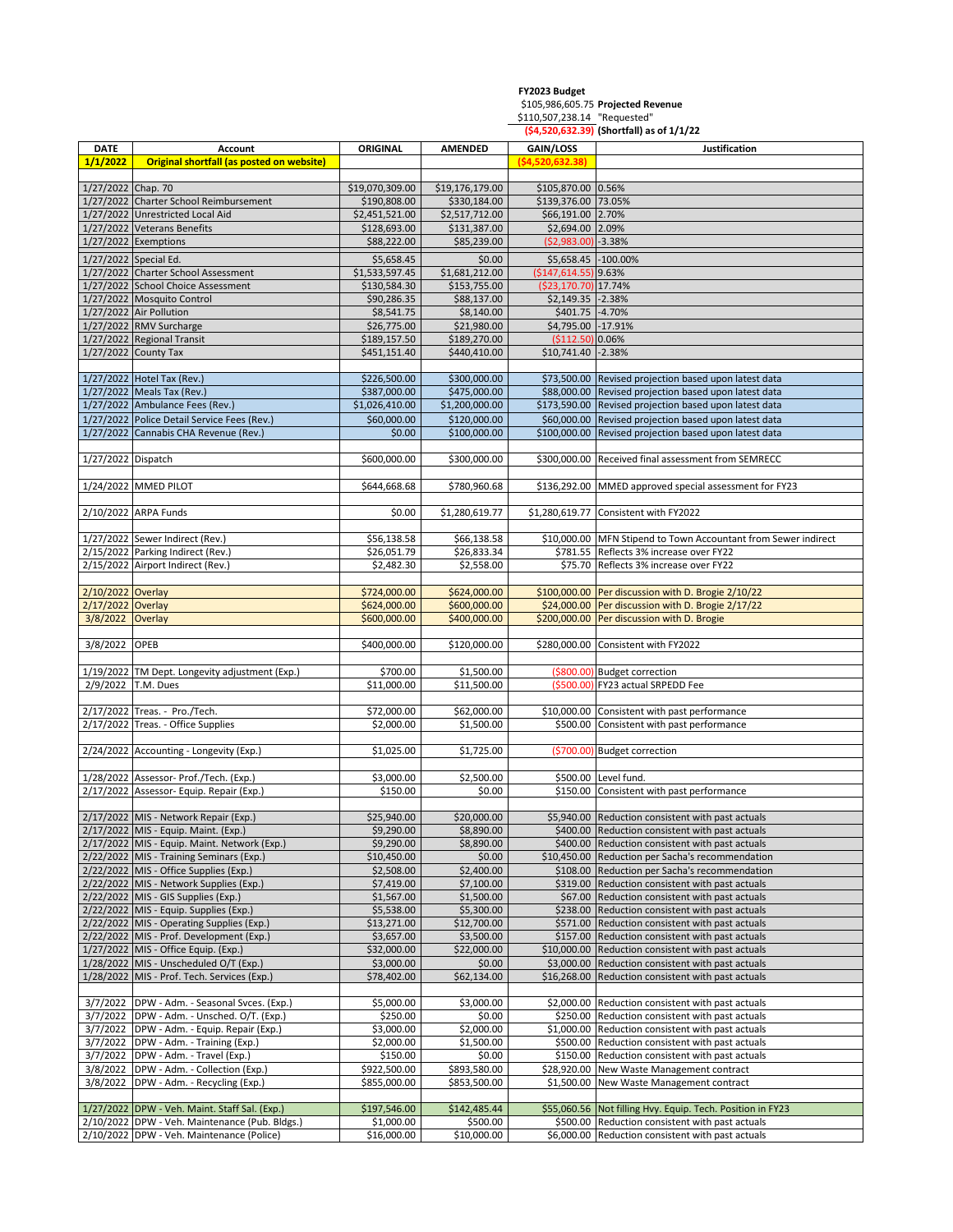**FY2023 Budget**

$105,986,605.75 **Projected Revenue**

$110,507,238.14 "Requested"

**($4,520,632.39) (Shortfall) as of 1/1/22**

| DATE | Account | ORIGINAL | AMENDED | GAIN/LOSS | Justification |
|---|---|---|---|---|---|
| **1/1/2022** | **Original shortfall (as posted on website)** | | | **($4,520,632.38)** | |
| | | | | | |
| 1/27/2022 | Chap. 70 | $19,070,309.00 | $19,176,179.00 | $105,870.00 | 0.56% |
| 1/27/2022 | Charter School Reimbursement | $190,808.00 | $330,184.00 | $139,376.00 | 73.05% |
| 1/27/2022 | Unrestricted Local Aid | $2,451,521.00 | $2,517,712.00 | $66,191.00 | 2.70% |
| 1/27/2022 | Veterans Benefits | $128,693.00 | $131,387.00 | $2,694.00 | 2.09% |
| 1/27/2022 | Exemptions | $88,222.00 | $85,239.00 | ($2,983.00) | -3.38% |
| 1/27/2022 | Special Ed. | $5,658.45 | $0.00 | $5,658.45 | -100.00% |
| 1/27/2022 | Charter School Assessment | $1,533,597.45 | $1,681,212.00 | ($147,614.55) | 9.63% |
| 1/27/2022 | School Choice Assessment | $130,584.30 | $153,755.00 | ($23,170.70) | 17.74% |
| 1/27/2022 | Mosquito Control | $90,286.35 | $88,137.00 | $2,149.35 | -2.38% |
| 1/27/2022 | Air Pollution | $8,541.75 | $8,140.00 | $401.75 | -4.70% |
| 1/27/2022 | RMV Surcharge | $26,775.00 | $21,980.00 | $4,795.00 | -17.91% |
| 1/27/2022 | Regional Transit | $189,157.50 | $189,270.00 | ($112.50) | 0.06% |
| 1/27/2022 | County Tax | $451,151.40 | $440,410.00 | $10,741.40 | -2.38% |
| | | | | | |
| 1/27/2022 | Hotel Tax (Rev.) | $226,500.00 | $300,000.00 | $73,500.00 | Revised projection based upon latest data |
| 1/27/2022 | Meals Tax (Rev.) | $387,000.00 | $475,000.00 | $88,000.00 | Revised projection based upon latest data |
| 1/27/2022 | Ambulance Fees (Rev.) | $1,026,410.00 | $1,200,000.00 | $173,590.00 | Revised projection based upon latest data |
| 1/27/2022 | Police Detail Service Fees (Rev.) | $60,000.00 | $120,000.00 | $60,000.00 | Revised projection based upon latest data |
| 1/27/2022 | Cannabis CHA Revenue (Rev.) | $0.00 | $100,000.00 | $100,000.00 | Revised projection based upon latest data |
| | | | | | |
| 1/27/2022 | Dispatch | $600,000.00 | $300,000.00 | $300,000.00 | Received final assessment from SEMRECC |
| | | | | | |
| 1/24/2022 | MMED PILOT | $644,668.68 | $780,960.68 | $136,292.00 | MMED approved special assessment for FY23 |
| | | | | | |
| 2/10/2022 | ARPA Funds | $0.00 | $1,280,619.77 | $1,280,619.77 | Consistent with FY2022 |
| | | | | | |
| 1/27/2022 | Sewer Indirect (Rev.) | $56,138.58 | $66,138.58 | $10,000.00 | MFN Stipend to Town Accountant from Sewer indirect |
| 2/15/2022 | Parking Indirect (Rev.) | $26,051.79 | $26,833.34 | $781.55 | Reflects 3% increase over FY22 |
| 2/15/2022 | Airport Indirect (Rev.) | $2,482.30 | $2,558.00 | $75.70 | Reflects 3% increase over FY22 |
| | | | | | |
| 2/10/2022 | Overlay | $724,000.00 | $624,000.00 | $100,000.00 | Per discussion with D. Brogie 2/10/22 |
| 2/17/2022 | Overlay | $624,000.00 | $600,000.00 | $24,000.00 | Per discussion with D. Brogie 2/17/22 |
| 3/8/2022 | Overlay | $600,000.00 | $400,000.00 | $200,000.00 | Per discussion with D. Brogie |
| | | | | | |
| 3/8/2022 | OPEB | $400,000.00 | $120,000.00 | $280,000.00 | Consistent with FY2022 |
| | | | | | |
| 1/19/2022 | TM Dept. Longevity adjustment (Exp.) | $700.00 | $1,500.00 | ($800.00) | Budget correction |
| 2/9/2022 | T.M. Dues | $11,000.00 | $11,500.00 | ($500.00) | FY23 actual SRPEDD Fee |
| | | | | | |
| 2/17/2022 | Treas. - Pro./Tech. | $72,000.00 | $62,000.00 | $10,000.00 | Consistent with past performance |
| 2/17/2022 | Treas. - Office Supplies | $2,000.00 | $1,500.00 | $500.00 | Consistent with past performance |
| | | | | | |
| 2/24/2022 | Accounting - Longevity (Exp.) | $1,025.00 | $1,725.00 | ($700.00) | Budget correction |
| | | | | | |
| 1/28/2022 | Assessor- Prof./Tech. (Exp.) | $3,000.00 | $2,500.00 | $500.00 | Level fund. |
| 2/17/2022 | Assessor- Equip. Repair (Exp.) | $150.00 | $0.00 | $150.00 | Consistent with past performance |
| | | | | | |
| 2/17/2022 | MIS - Network Repair (Exp.) | $25,940.00 | $20,000.00 | $5,940.00 | Reduction consistent with past actuals |
| 2/17/2022 | MIS - Equip. Maint. (Exp.) | $9,290.00 | $8,890.00 | $400.00 | Reduction consistent with past actuals |
| 2/17/2022 | MIS - Equip. Maint. Network (Exp.) | $9,290.00 | $8,890.00 | $400.00 | Reduction consistent with past actuals |
| 2/22/2022 | MIS - Training Seminars (Exp.) | $10,450.00 | $0.00 | $10,450.00 | Reduction per Sacha's recommendation |
| 2/22/2022 | MIS - Office Supplies (Exp.) | $2,508.00 | $2,400.00 | $108.00 | Reduction per Sacha's recommendation |
| 2/22/2022 | MIS - Network Supplies (Exp.) | $7,419.00 | $7,100.00 | $319.00 | Reduction consistent with past actuals |
| 2/22/2022 | MIS - GIS Supplies (Exp.) | $1,567.00 | $1,500.00 | $67.00 | Reduction consistent with past actuals |
| 2/22/2022 | MIS - Equip. Supplies (Exp.) | $5,538.00 | $5,300.00 | $238.00 | Reduction consistent with past actuals |
| 2/22/2022 | MIS - Operating Supplies (Exp.) | $13,271.00 | $12,700.00 | $571.00 | Reduction consistent with past actuals |
| 2/22/2022 | MIS - Prof. Development (Exp.) | $3,657.00 | $3,500.00 | $157.00 | Reduction consistent with past actuals |
| 1/27/2022 | MIS - Office Equip. (Exp.) | $32,000.00 | $22,000.00 | $10,000.00 | Reduction consistent with past actuals |
| 1/28/2022 | MIS - Unscheduled O/T (Exp.) | $3,000.00 | $0.00 | $3,000.00 | Reduction consistent with past actuals |
| 1/28/2022 | MIS - Prof. Tech. Services (Exp.) | $78,402.00 | $62,134.00 | $16,268.00 | Reduction consistent with past actuals |
| | | | | | |
| 3/7/2022 | DPW - Adm. - Seasonal Svces. (Exp.) | $5,000.00 | $3,000.00 | $2,000.00 | Reduction consistent with past actuals |
| 3/7/2022 | DPW - Adm. - Unsched. O/T. (Exp.) | $250.00 | $0.00 | $250.00 | Reduction consistent with past actuals |
| 3/7/2022 | DPW - Adm. - Equip. Repair (Exp.) | $3,000.00 | $2,000.00 | $1,000.00 | Reduction consistent with past actuals |
| 3/7/2022 | DPW - Adm. - Training (Exp.) | $2,000.00 | $1,500.00 | $500.00 | Reduction consistent with past actuals |
| 3/7/2022 | DPW - Adm. - Travel (Exp.) | $150.00 | $0.00 | $150.00 | Reduction consistent with past actuals |
| 3/8/2022 | DPW - Adm. - Collection (Exp.) | $922,500.00 | $893,580.00 | $28,920.00 | New Waste Management contract |
| 3/8/2022 | DPW - Adm. - Recycling (Exp.) | $855,000.00 | $853,500.00 | $1,500.00 | New Waste Management contract |
| | | | | | |
| 1/27/2022 | DPW - Veh. Maint. Staff Sal. (Exp.) | $197,546.00 | $142,485.44 | $55,060.56 | Not filling Hvy. Equip. Tech. Position in FY23 |
| 2/10/2022 | DPW - Veh. Maintenance (Pub. Bldgs.) | $1,000.00 | $500.00 | $500.00 | Reduction consistent with past actuals |
| 2/10/2022 | DPW - Veh. Maintenance (Police) | $16,000.00 | $10,000.00 | $6,000.00 | Reduction consistent with past actuals |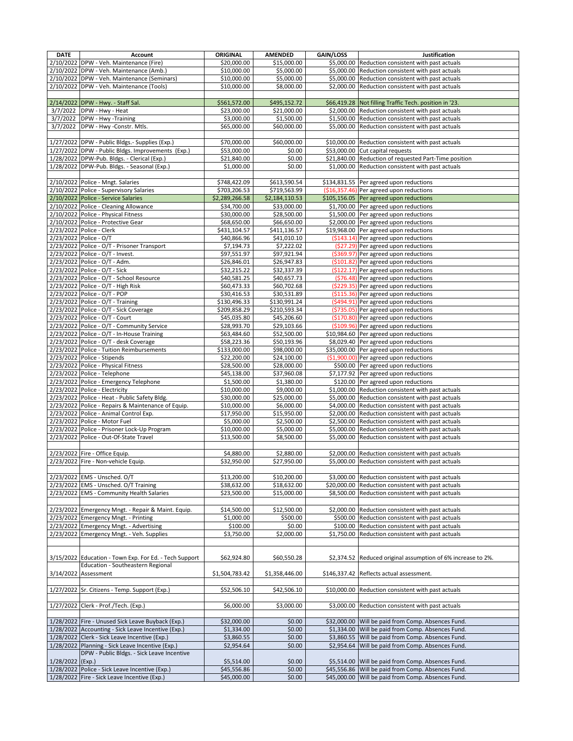| DATE | Account | ORIGINAL | AMENDED | GAIN/LOSS | Justification |
|---|---|---|---|---|---|
| 2/10/2022 | DPW - Veh. Maintenance (Fire) | $20,000.00 | $15,000.00 | $5,000.00 | Reduction consistent with past actuals |
| 2/10/2022 | DPW - Veh. Maintenance (Amb.) | $10,000.00 | $5,000.00 | $5,000.00 | Reduction consistent with past actuals |
| 2/10/2022 | DPW - Veh. Maintenance (Seminars) | $10,000.00 | $5,000.00 | $5,000.00 | Reduction consistent with past actuals |
| 2/10/2022 | DPW - Veh. Maintenance (Tools) | $10,000.00 | $8,000.00 | $2,000.00 | Reduction consistent with past actuals |
| | | | | | |
| 2/14/2022 | DPW - Hwy. - Staff Sal. | $561,572.00 | $495,152.72 | $66,419.28 | Not filling Traffic Tech. position in '23. |
| 3/7/2022 | DPW - Hwy - Heat | $23,000.00 | $21,000.00 | $2,000.00 | Reduction consistent with past actuals |
| 3/7/2022 | DPW - Hwy -Training | $3,000.00 | $1,500.00 | $1,500.00 | Reduction consistent with past actuals |
| 3/7/2022 | DPW - Hwy -Constr. Mtls. | $65,000.00 | $60,000.00 | $5,000.00 | Reduction consistent with past actuals |
| | | | | | |
| 1/27/2022 | DPW - Public Bldgs.- Supplies (Exp.) | $70,000.00 | $60,000.00 | $10,000.00 | Reduction consistent with past actuals |
| 1/27/2022 | DPW - Public Bldgs. Improvements (Exp.) | $53,000.00 | $0.00 | $53,000.00 | Cut capital requests |
| 1/28/2022 | DPW-Pub. Bldgs. - Clerical (Exp.) | $21,840.00 | $0.00 | $21,840.00 | Reduction of requested Part-Time position |
| 1/28/2022 | DPW-Pub. Bldgs. - Seasonal (Exp.) | $1,000.00 | $0.00 | $1,000.00 | Reduction consistent with past actuals |
| | | | | | |
| 2/10/2022 | Police - Mngt. Salaries | $748,422.09 | $613,590.54 | $134,831.55 | Per agreed upon reductions |
| 2/10/2022 | Police - Supervisory Salaries | $703,206.53 | $719,563.99 | ($16,357.46) | Per agreed upon reductions |
| 2/10/2022 | Police - Service Salaries | $2,289,266.58 | $2,184,110.53 | $105,156.05 | Per agreed upon reductions |
| 2/10/2022 | Police - Cleaning Allowance | $34,700.00 | $33,000.00 | $1,700.00 | Per agreed upon reductions |
| 2/10/2022 | Police - Physical Fitness | $30,000.00 | $28,500.00 | $1,500.00 | Per agreed upon reductions |
| 2/10/2022 | Police - Protective Gear | $68,650.00 | $66,650.00 | $2,000.00 | Per agreed upon reductions |
| 2/23/2022 | Police - Clerk | $431,104.57 | $411,136.57 | $19,968.00 | Per agreed upon reductions |
| 2/23/2022 | Police - O/T | $40,866.96 | $41,010.10 | ($143.14) | Per agreed upon reductions |
| 2/23/2022 | Police - O/T - Prisoner Transport | $7,194.73 | $7,222.02 | ($27.29) | Per agreed upon reductions |
| 2/23/2022 | Police - O/T - Invest. | $97,551.97 | $97,921.94 | ($369.97) | Per agreed upon reductions |
| 2/23/2022 | Police - O/T - Adm. | $26,846.01 | $26,947.83 | ($101.82) | Per agreed upon reductions |
| 2/23/2022 | Police - O/T - Sick | $32,215.22 | $32,337.39 | ($122.17) | Per agreed upon reductions |
| 2/23/2022 | Police - O/T - School Resource | $40,581.25 | $40,657.73 | ($76.48) | Per agreed upon reductions |
| 2/23/2022 | Police - O/T - High Risk | $60,473.33 | $60,702.68 | ($229.35) | Per agreed upon reductions |
| 2/23/2022 | Police - O/T - POP | $30,416.53 | $30,531.89 | ($115.36) | Per agreed upon reductions |
| 2/23/2022 | Police - O/T - Training | $130,496.33 | $130,991.24 | ($494.91) | Per agreed upon reductions |
| 2/23/2022 | Police - O/T - Sick Coverage | $209,858.29 | $210,593.34 | ($735.05) | Per agreed upon reductions |
| 2/23/2022 | Police - O/T - Court | $45,035.80 | $45,206.60 | ($170.80) | Per agreed upon reductions |
| 2/23/2022 | Police - O/T - Community Service | $28,993.70 | $29,103.66 | ($109.96) | Per agreed upon reductions |
| 2/23/2022 | Police - O/T - In-House Training | $63,484.60 | $52,500.00 | $10,984.60 | Per agreed upon reductions |
| 2/23/2022 | Police - O/T - desk Coverage | $58,223.36 | $50,193.96 | $8,029.40 | Per agreed upon reductions |
| 2/23/2022 | Police - Tuition Reimbursements | $133,000.00 | $98,000.00 | $35,000.00 | Per agreed upon reductions |
| 2/23/2022 | Police - Stipends | $22,200.00 | $24,100.00 | ($1,900.00) | Per agreed upon reductions |
| 2/23/2022 | Police - Physical Fitness | $28,500.00 | $28,000.00 | $500.00 | Per agreed upon reductions |
| 2/23/2022 | Police - Telephone | $45,138.00 | $37,960.08 | $7,177.92 | Per agreed upon reductions |
| 2/23/2022 | Police - Emergency Telephone | $1,500.00 | $1,380.00 | $120.00 | Per agreed upon reductions |
| 2/23/2022 | Police - Electricity | $10,000.00 | $9,000.00 | $1,000.00 | Reduction consistent with past actuals |
| 2/23/2022 | Police - Heat - Public Safety Bldg. | $30,000.00 | $25,000.00 | $5,000.00 | Reduction consistent with past actuals |
| 2/23/2022 | Police - Repairs & Maintenance of Equip. | $10,000.00 | $6,000.00 | $4,000.00 | Reduction consistent with past actuals |
| 2/23/2022 | Police - Animal Control Exp. | $17,950.00 | $15,950.00 | $2,000.00 | Reduction consistent with past actuals |
| 2/23/2022 | Police - Motor Fuel | $5,000.00 | $2,500.00 | $2,500.00 | Reduction consistent with past actuals |
| 2/23/2022 | Police - Prisoner Lock-Up Program | $10,000.00 | $5,000.00 | $5,000.00 | Reduction consistent with past actuals |
| 2/23/2022 | Police - Out-Of-State Travel | $13,500.00 | $8,500.00 | $5,000.00 | Reduction consistent with past actuals |
| | | | | | |
| 2/23/2022 | Fire - Office Equip. | $4,880.00 | $2,880.00 | $2,000.00 | Reduction consistent with past actuals |
| 2/23/2022 | Fire - Non-vehicle Equip. | $32,950.00 | $27,950.00 | $5,000.00 | Reduction consistent with past actuals |
| | | | | | |
| 2/23/2022 | EMS - Unsched. O/T | $13,200.00 | $10,200.00 | $3,000.00 | Reduction consistent with past actuals |
| 2/23/2022 | EMS - Unsched. O/T Training | $38,632.00 | $18,632.00 | $20,000.00 | Reduction consistent with past actuals |
| 2/23/2022 | EMS - Community Health Salaries | $23,500.00 | $15,000.00 | $8,500.00 | Reduction consistent with past actuals |
| | | | | | |
| 2/23/2022 | Emergency Mngt. - Repair & Maint. Equip. | $14,500.00 | $12,500.00 | $2,000.00 | Reduction consistent with past actuals |
| 2/23/2022 | Emergency Mngt. - Printing | $1,000.00 | $500.00 | $500.00 | Reduction consistent with past actuals |
| 2/23/2022 | Emergency Mngt. - Advertising | $100.00 | $0.00 | $100.00 | Reduction consistent with past actuals |
| 2/23/2022 | Emergency Mngt. - Veh. Supplies | $3,750.00 | $2,000.00 | $1,750.00 | Reduction consistent with past actuals |
| | | | | | |
| 3/15/2022 | Education - Town Exp. For Ed. - Tech Support | $62,924.80 | $60,550.28 | $2,374.52 | Reduced original assumption of 6% increase to 2%. |
| 3/14/2022 | Education - Southeastern Regional Assessment | $1,504,783.42 | $1,358,446.00 | $146,337.42 | Reflects actual assessment. |
| | | | | | |
| 1/27/2022 | Sr. Citizens - Temp. Support (Exp.) | $52,506.10 | $42,506.10 | $10,000.00 | Reduction consistent with past actuals |
| | | | | | |
| 1/27/2022 | Clerk - Prof./Tech. (Exp.) | $6,000.00 | $3,000.00 | $3,000.00 | Reduction consistent with past actuals |
| | | | | | |
| 1/28/2022 | Fire - Unused Sick Leave Buyback (Exp.) | $32,000.00 | $0.00 | $32,000.00 | Will be paid from Comp. Absences Fund. |
| 1/28/2022 | Accounting - Sick Leave Incentive (Exp.) | $1,334.00 | $0.00 | $1,334.00 | Will be paid from Comp. Absences Fund. |
| 1/28/2022 | Clerk - Sick Leave Incentive (Exp.) | $3,860.55 | $0.00 | $3,860.55 | Will be paid from Comp. Absences Fund. |
| 1/28/2022 | Planning - Sick Leave Incentive (Exp.) | $2,954.64 | $0.00 | $2,954.64 | Will be paid from Comp. Absences Fund. |
| 1/28/2022 | DPW - Public Bldgs. - Sick Leave Incentive (Exp.) | $5,514.00 | $0.00 | $5,514.00 | Will be paid from Comp. Absences Fund. |
| 1/28/2022 | Police - Sick Leave Incentive (Exp.) | $45,556.86 | $0.00 | $45,556.86 | Will be paid from Comp. Absences Fund. |
| 1/28/2022 | Fire - Sick Leave Incentive (Exp.) | $45,000.00 | $0.00 | $45,000.00 | Will be paid from Comp. Absences Fund. |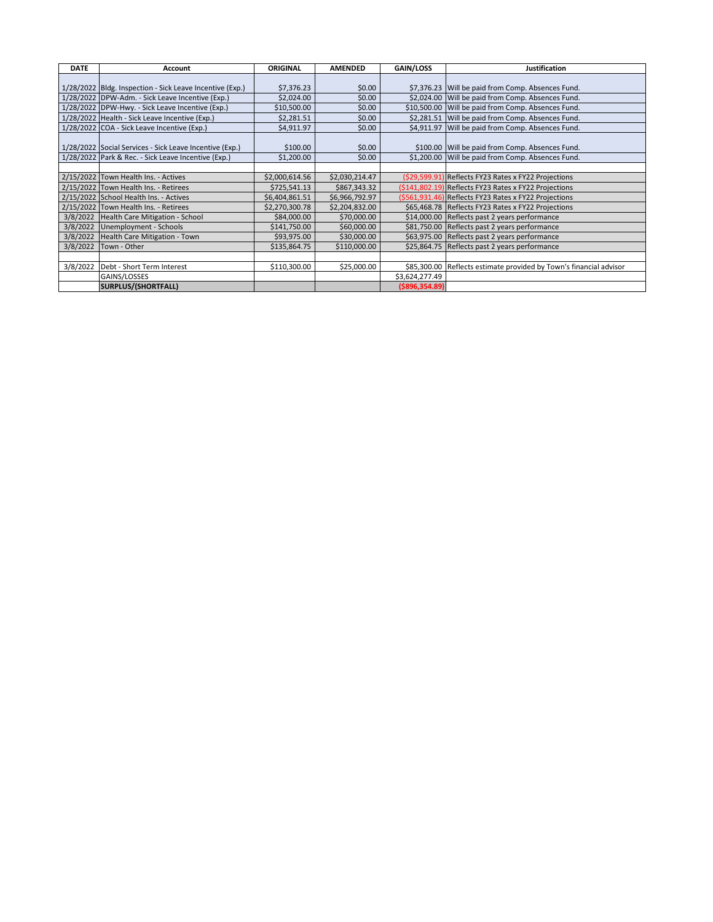| DATE | Account | ORIGINAL | AMENDED | GAIN/LOSS | Justification |
| --- | --- | --- | --- | --- | --- |
| | | | | | |
| 1/28/2022 | Bldg. Inspection - Sick Leave Incentive (Exp.) | $7,376.23 | $0.00 | $7,376.23 | Will be paid from Comp. Absences Fund. |
| 1/28/2022 | DPW-Adm. - Sick Leave Incentive (Exp.) | $2,024.00 | $0.00 | $2,024.00 | Will be paid from Comp. Absences Fund. |
| 1/28/2022 | DPW-Hwy. - Sick Leave Incentive (Exp.) | $10,500.00 | $0.00 | $10,500.00 | Will be paid from Comp. Absences Fund. |
| 1/28/2022 | Health - Sick Leave Incentive (Exp.) | $2,281.51 | $0.00 | $2,281.51 | Will be paid from Comp. Absences Fund. |
| 1/28/2022 | COA - Sick Leave Incentive (Exp.) | $4,911.97 | $0.00 | $4,911.97 | Will be paid from Comp. Absences Fund. |
| 1/28/2022 | Social Services - Sick Leave Incentive (Exp.) | $100.00 | $0.00 | $100.00 | Will be paid from Comp. Absences Fund. |
| 1/28/2022 | Park & Rec. - Sick Leave Incentive (Exp.) | $1,200.00 | $0.00 | $1,200.00 | Will be paid from Comp. Absences Fund. |
| | | | | | |
| 2/15/2022 | Town Health Ins. - Actives | $2,000,614.56 | $2,030,214.47 | ($29,599.91) | Reflects FY23 Rates x FY22 Projections |
| 2/15/2022 | Town Health Ins. - Retirees | $725,541.13 | $867,343.32 | ($141,802.19) | Reflects FY23 Rates x FY22 Projections |
| 2/15/2022 | School Health Ins. - Actives | $6,404,861.51 | $6,966,792.97 | ($561,931.46) | Reflects FY23 Rates x FY22 Projections |
| 2/15/2022 | Town Health Ins. - Retirees | $2,270,300.78 | $2,204,832.00 | $65,468.78 | Reflects FY23 Rates x FY22 Projections |
| 3/8/2022 | Health Care Mitigation - School | $84,000.00 | $70,000.00 | $14,000.00 | Reflects past 2 years performance |
| 3/8/2022 | Unemployment - Schools | $141,750.00 | $60,000.00 | $81,750.00 | Reflects past 2 years performance |
| 3/8/2022 | Health Care Mitigation - Town | $93,975.00 | $30,000.00 | $63,975.00 | Reflects past 2 years performance |
| 3/8/2022 | Town - Other | $135,864.75 | $110,000.00 | $25,864.75 | Reflects past 2 years performance |
| | | | | | |
| 3/8/2022 | Debt - Short Term Interest | $110,300.00 | $25,000.00 | $85,300.00 | Reflects estimate provided by Town's financial advisor |
| | GAINS/LOSSES | | | $3,624,277.49 | |
| | **SURPLUS/(SHORTFALL)** | | | **($896,354.89)** | |